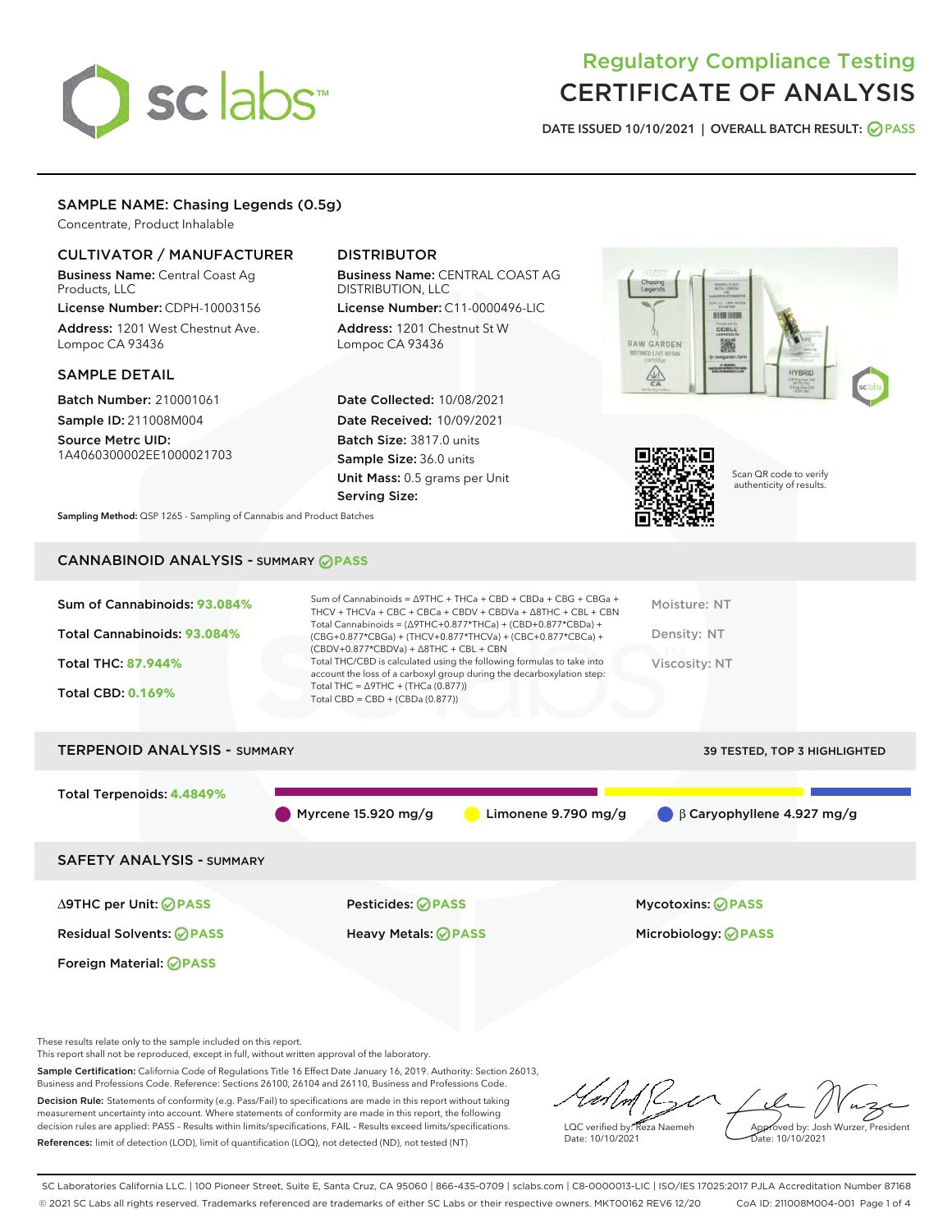# Regulatory Compliance Testing
# CERTIFICATE OF ANALYSIS

DATE ISSUED 10/10/2021 | OVERALL BATCH RESULT: PASS

## SAMPLE NAME: Chasing Legends (0.5g)

Concentrate, Product Inhalable

### CULTIVATOR / MANUFACTURER

**Business Name:** Central Coast Ag Products, LLC

**License Number:** CDPH-10003156

**Address:** 1201 West Chestnut Ave. Lompoc CA 93436

### DISTRIBUTOR

**Business Name:** CENTRAL COAST AG DISTRIBUTION, LLC

**License Number:** C11-0000496-LIC

**Address:** 1201 Chestnut St W Lompoc CA 93436

### SAMPLE DETAIL

**Batch Number:** 210001061

**Sample ID:** 211008M004

**Source Metrc UID:** 1A4060300002EE1000021703

**Date Collected:** 10/08/2021

**Date Received:** 10/09/2021

**Batch Size:** 3817.0 units

**Sample Size:** 36.0 units

**Unit Mass:** 0.5 grams per Unit

**Serving Size:**

Scan QR code to verify authenticity of results.

**Sampling Method:** QSP 1265 - Sampling of Cannabis and Product Batches

## CANNABINOID ANALYSIS - SUMMARY PASS

**Sum of Cannabinoids: 93.084%**

**Total Cannabinoids: 93.084%**

**Total THC: 87.944%**

**Total CBD: 0.169%**

Sum of Cannabinoids = Δ9THC + THCa + CBD + CBDa + CBG + CBGa + THCV + THCVa + CBC + CBCa + CBDV + CBDVa + Δ8THC + CBL + CBN

Total Cannabinoids = (Δ9THC+0.877*THCa) + (CBD+0.877*CBDa) + (CBG+0.877*CBGa) + (THCV+0.877*THCVa) + (CBC+0.877*CBCa) + (CBDV+0.877*CBDVa) + Δ8THC + CBL + CBN

Total THC/CBD is calculated using the following formulas to take into account the loss of a carboxyl group during the decarboxylation step:

Total THC = Δ9THC + (THCa (0.877))

Total CBD = CBD + (CBDa (0.877))

Moisture: NT

Density: NT

Viscosity: NT

## TERPENOID ANALYSIS - SUMMARY

39 TESTED, TOP 3 HIGHLIGHTED

**Total Terpenoids: 4.4849%**

Myrcene 15.920 mg/g | Limonene 9.790 mg/g | β Caryophyllene 4.927 mg/g

## SAFETY ANALYSIS - SUMMARY

| | | |
|---|---|---|
| Δ9THC per Unit: PASS | Pesticides: PASS | Mycotoxins: PASS |
| Residual Solvents: PASS | Heavy Metals: PASS | Microbiology: PASS |
| Foreign Material: PASS | | |

These results relate only to the sample included on this report.
This report shall not be reproduced, except in full, without written approval of the laboratory.

**Sample Certification:** California Code of Regulations Title 16 Effect Date January 16, 2019. Authority: Section 26013, Business and Professions Code. Reference: Sections 26100, 26104 and 26110, Business and Professions Code.

**Decision Rule:** Statements of conformity (e.g. Pass/Fail) to specifications are made in this report without taking measurement uncertainty into account. Where statements of conformity are made in this report, the following decision rules are applied: PASS – Results within limits/specifications, FAIL – Results exceed limits/specifications.

**References:** limit of detection (LOD), limit of quantification (LOQ), not detected (ND), not tested (NT)

LQC verified by: Reza Naemeh
Date: 10/10/2021

Approved by: Josh Wurzer, President
Date: 10/10/2021

SC Laboratories California LLC. | 100 Pioneer Street, Suite E, Santa Cruz, CA 95060 | 866-435-0709 | sclabs.com | C8-0000013-LIC | ISO/IES 17025:2017 PJLA Accreditation Number 87168
© 2021 SC Labs all rights reserved. Trademarks referenced are trademarks of either SC Labs or their respective owners. MKT00162 REV6 12/20 CoA ID: 211008M004-001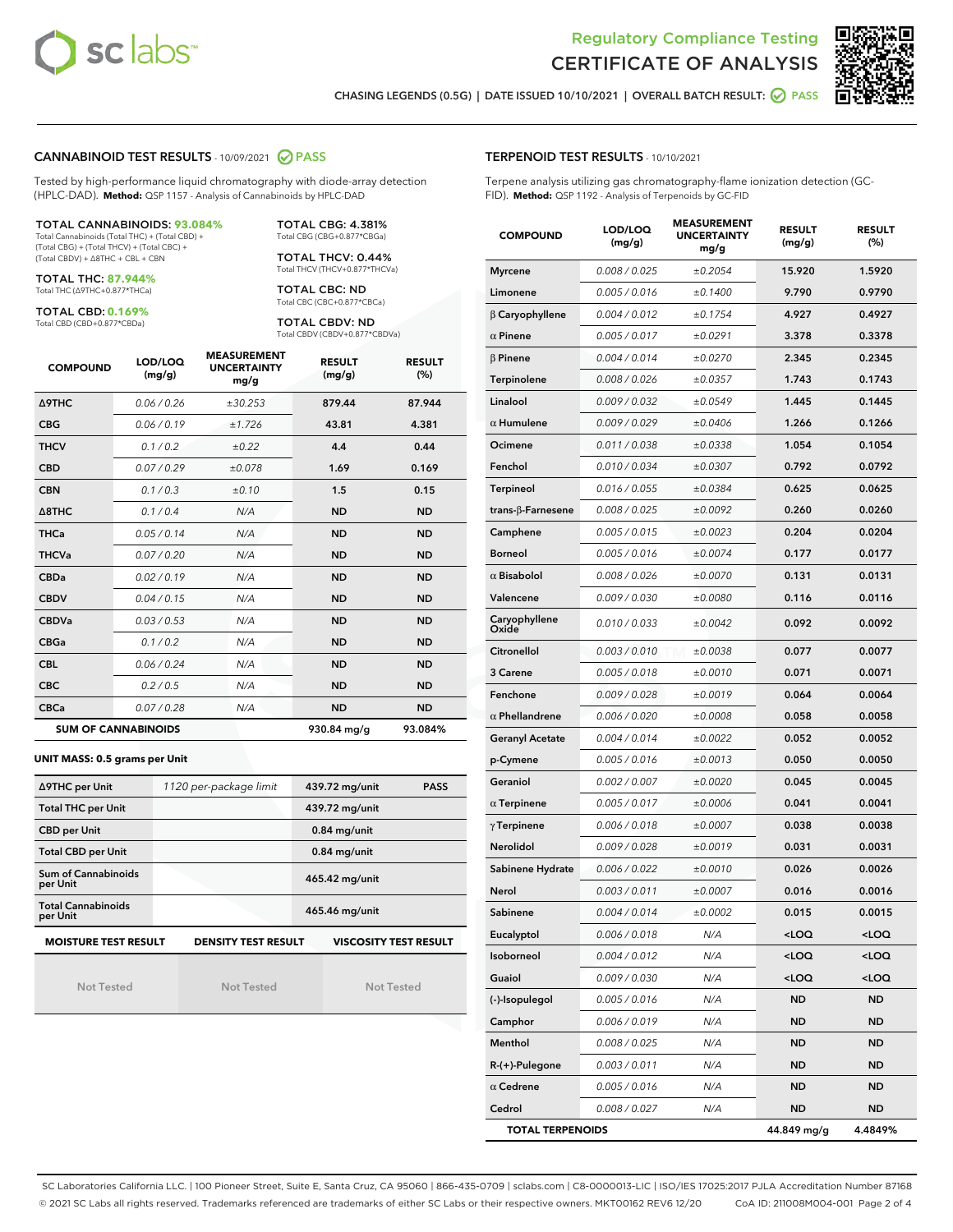Regulatory Compliance Testing
# CERTIFICATE OF ANALYSIS

CHASING LEGENDS (0.5G) | DATE ISSUED 10/10/2021 | OVERALL BATCH RESULT: PASS

## CANNABINOID TEST RESULTS - 10/09/2021 PASS

Tested by high-performance liquid chromatography with diode-array detection (HPLC-DAD). **Method:** QSP 1157 - Analysis of Cannabinoids by HPLC-DAD

**TOTAL CANNABINOIDS: 93.084%**
Total Cannabinoids (Total THC) + (Total CBD) + (Total CBG) + (Total THCV) + (Total CBC) + (Total CBDV) + Δ8THC + CBL + CBN

**TOTAL THC: 87.944%**
Total THC (Δ9THC+0.877*THCa)

**TOTAL CBD: 0.169%**
Total CBD (CBD+0.877*CBDa)

**TOTAL CBG: 4.381%**
Total CBG (CBG+0.877*CBGa)

**TOTAL THCV: 0.44%**
Total THCV (THCV+0.877*THCVa)

**TOTAL CBC: ND**
Total CBC (CBC+0.877*CBCa)

**TOTAL CBDV: ND**
Total CBDV (CBDV+0.877*CBDVa)

| COMPOUND | LOD/LOQ (mg/g) | MEASUREMENT UNCERTAINTY mg/g | RESULT (mg/g) | RESULT (%) |
|---|---|---|---|---|
| Δ9THC | 0.06 / 0.26 | ±30.253 | 879.44 | 87.944 |
| CBG | 0.06 / 0.19 | ±1.726 | 43.81 | 4.381 |
| THCV | 0.1 / 0.2 | ±0.22 | 4.4 | 0.44 |
| CBD | 0.07 / 0.29 | ±0.078 | 1.69 | 0.169 |
| CBN | 0.1 / 0.3 | ±0.10 | 1.5 | 0.15 |
| Δ8THC | 0.1 / 0.4 | N/A | ND | ND |
| THCa | 0.05 / 0.14 | N/A | ND | ND |
| THCVa | 0.07 / 0.20 | N/A | ND | ND |
| CBDa | 0.02 / 0.19 | N/A | ND | ND |
| CBDV | 0.04 / 0.15 | N/A | ND | ND |
| CBDVa | 0.03 / 0.53 | N/A | ND | ND |
| CBGa | 0.1 / 0.2 | N/A | ND | ND |
| CBL | 0.06 / 0.24 | N/A | ND | ND |
| CBC | 0.2 / 0.5 | N/A | ND | ND |
| CBCa | 0.07 / 0.28 | N/A | ND | ND |
| **SUM OF CANNABINOIDS** | | | 930.84 mg/g | 93.084% |

### UNIT MASS: 0.5 grams per Unit

| | | | |
|---|---|---|---|
| Δ9THC per Unit | 1120 per-package limit | 439.72 mg/unit | PASS |
| Total THC per Unit | | 439.72 mg/unit | |
| CBD per Unit | | 0.84 mg/unit | |
| Total CBD per Unit | | 0.84 mg/unit | |
| Sum of Cannabinoids per Unit | | 465.42 mg/unit | |
| Total Cannabinoids per Unit | | 465.46 mg/unit | |

| MOISTURE TEST RESULT | DENSITY TEST RESULT | VISCOSITY TEST RESULT |
|---|---|---|
| Not Tested | Not Tested | Not Tested |

## TERPENOID TEST RESULTS - 10/10/2021

Terpene analysis utilizing gas chromatography-flame ionization detection (GC-FID). **Method:** QSP 1192 - Analysis of Terpenoids by GC-FID

| COMPOUND | LOD/LOQ (mg/g) | MEASUREMENT UNCERTAINTY mg/g | RESULT (mg/g) | RESULT (%) |
|---|---|---|---|---|
| Myrcene | 0.008 / 0.025 | ±0.2054 | 15.920 | 1.5920 |
| Limonene | 0.005 / 0.016 | ±0.1400 | 9.790 | 0.9790 |
| β Caryophyllene | 0.004 / 0.012 | ±0.1754 | 4.927 | 0.4927 |
| α Pinene | 0.005 / 0.017 | ±0.0291 | 3.378 | 0.3378 |
| β Pinene | 0.004 / 0.014 | ±0.0270 | 2.345 | 0.2345 |
| Terpinolene | 0.008 / 0.026 | ±0.0357 | 1.743 | 0.1743 |
| Linalool | 0.009 / 0.032 | ±0.0549 | 1.445 | 0.1445 |
| α Humulene | 0.009 / 0.029 | ±0.0406 | 1.266 | 0.1266 |
| Ocimene | 0.011 / 0.038 | ±0.0338 | 1.054 | 0.1054 |
| Fenchol | 0.010 / 0.034 | ±0.0307 | 0.792 | 0.0792 |
| Terpineol | 0.016 / 0.055 | ±0.0384 | 0.625 | 0.0625 |
| trans-β-Farnesene | 0.008 / 0.025 | ±0.0092 | 0.260 | 0.0260 |
| Camphene | 0.005 / 0.015 | ±0.0023 | 0.204 | 0.0204 |
| Borneol | 0.005 / 0.016 | ±0.0074 | 0.177 | 0.0177 |
| α Bisabolol | 0.008 / 0.026 | ±0.0070 | 0.131 | 0.0131 |
| Valencene | 0.009 / 0.030 | ±0.0080 | 0.116 | 0.0116 |
| Caryophyllene Oxide | 0.010 / 0.033 | ±0.0042 | 0.092 | 0.0092 |
| Citronellol | 0.003 / 0.010 | ±0.0038 | 0.077 | 0.0077 |
| 3 Carene | 0.005 / 0.018 | ±0.0010 | 0.071 | 0.0071 |
| Fenchone | 0.009 / 0.028 | ±0.0019 | 0.064 | 0.0064 |
| α Phellandrene | 0.006 / 0.020 | ±0.0008 | 0.058 | 0.0058 |
| Geranyl Acetate | 0.004 / 0.014 | ±0.0022 | 0.052 | 0.0052 |
| p-Cymene | 0.005 / 0.016 | ±0.0013 | 0.050 | 0.0050 |
| Geraniol | 0.002 / 0.007 | ±0.0020 | 0.045 | 0.0045 |
| α Terpinene | 0.005 / 0.017 | ±0.0006 | 0.041 | 0.0041 |
| γ Terpinene | 0.006 / 0.018 | ±0.0007 | 0.038 | 0.0038 |
| Nerolidol | 0.009 / 0.028 | ±0.0019 | 0.031 | 0.0031 |
| Sabinene Hydrate | 0.006 / 0.022 | ±0.0010 | 0.026 | 0.0026 |
| Nerol | 0.003 / 0.011 | ±0.0007 | 0.016 | 0.0016 |
| Sabinene | 0.004 / 0.014 | ±0.0002 | 0.015 | 0.0015 |
| Eucalyptol | 0.006 / 0.018 | N/A | <LOQ | <LOQ |
| Isoborneol | 0.004 / 0.012 | N/A | <LOQ | <LOQ |
| Guaiol | 0.009 / 0.030 | N/A | <LOQ | <LOQ |
| (-)-Isopulegol | 0.005 / 0.016 | N/A | ND | ND |
| Camphor | 0.006 / 0.019 | N/A | ND | ND |
| Menthol | 0.008 / 0.025 | N/A | ND | ND |
| R-(+)-Pulegone | 0.003 / 0.011 | N/A | ND | ND |
| α Cedrene | 0.005 / 0.016 | N/A | ND | ND |
| Cedrol | 0.008 / 0.027 | N/A | ND | ND |
| **TOTAL TERPENOIDS** | | | 44.849 mg/g | 4.4849% |

SC Laboratories California LLC. | 100 Pioneer Street, Suite E, Santa Cruz, CA 95060 | 866-435-0709 | sclabs.com | C8-0000013-LIC | ISO/IES 17025:2017 PJLA Accreditation Number 87168
© 2021 SC Labs all rights reserved. Trademarks referenced are trademarks of either SC Labs or their respective owners. MKT00162 REV6 12/20 CoA ID: 211008M004-001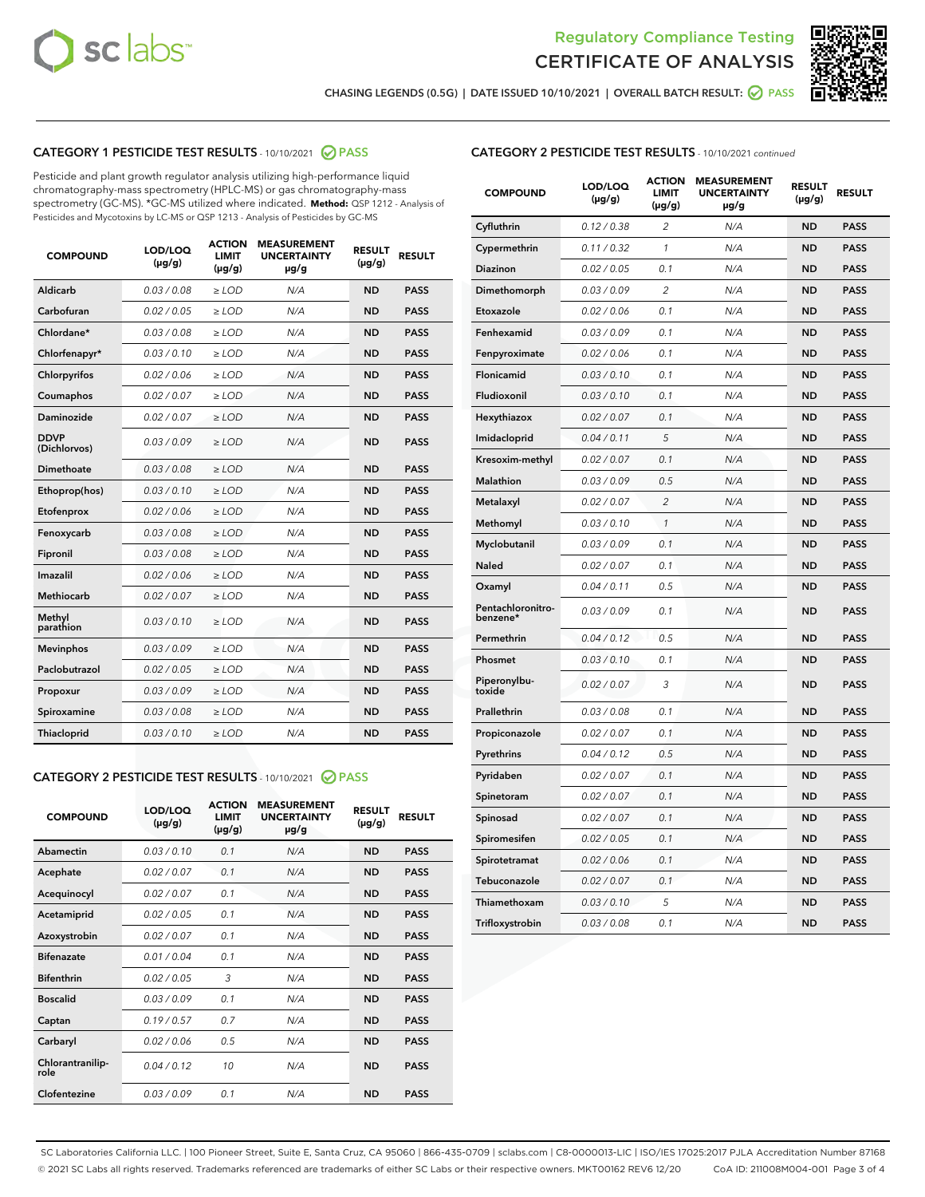Regulatory Compliance Testing
# CERTIFICATE OF ANALYSIS

CHASING LEGENDS (0.5G) | DATE ISSUED 10/10/2021 | OVERALL BATCH RESULT: PASS

## CATEGORY 1 PESTICIDE TEST RESULTS - 10/10/2021 PASS

Pesticide and plant growth regulator analysis utilizing high-performance liquid chromatography-mass spectrometry (HPLC-MS) or gas chromatography-mass spectrometry (GC-MS). *GC-MS utilized where indicated. **Method:** QSP 1212 - Analysis of Pesticides and Mycotoxins by LC-MS or QSP 1213 - Analysis of Pesticides by GC-MS

| COMPOUND | LOD/LOQ (µg/g) | ACTION LIMIT (µg/g) | MEASUREMENT UNCERTAINTY µg/g | RESULT (µg/g) | RESULT |
|---|---|---|---|---|---|
| Aldicarb | 0.03 / 0.08 | ≥ LOD | N/A | ND | PASS |
| Carbofuran | 0.02 / 0.05 | ≥ LOD | N/A | ND | PASS |
| Chlordane* | 0.03 / 0.08 | ≥ LOD | N/A | ND | PASS |
| Chlorfenapyr* | 0.03 / 0.10 | ≥ LOD | N/A | ND | PASS |
| Chlorpyrifos | 0.02 / 0.06 | ≥ LOD | N/A | ND | PASS |
| Coumaphos | 0.02 / 0.07 | ≥ LOD | N/A | ND | PASS |
| Daminozide | 0.02 / 0.07 | ≥ LOD | N/A | ND | PASS |
| DDVP (Dichlorvos) | 0.03 / 0.09 | ≥ LOD | N/A | ND | PASS |
| Dimethoate | 0.03 / 0.08 | ≥ LOD | N/A | ND | PASS |
| Ethoprop(hos) | 0.03 / 0.10 | ≥ LOD | N/A | ND | PASS |
| Etofenprox | 0.02 / 0.06 | ≥ LOD | N/A | ND | PASS |
| Fenoxycarb | 0.03 / 0.08 | ≥ LOD | N/A | ND | PASS |
| Fipronil | 0.03 / 0.08 | ≥ LOD | N/A | ND | PASS |
| Imazalil | 0.02 / 0.06 | ≥ LOD | N/A | ND | PASS |
| Methiocarb | 0.02 / 0.07 | ≥ LOD | N/A | ND | PASS |
| Methyl parathion | 0.03 / 0.10 | ≥ LOD | N/A | ND | PASS |
| Mevinphos | 0.03 / 0.09 | ≥ LOD | N/A | ND | PASS |
| Paclobutrazol | 0.02 / 0.05 | ≥ LOD | N/A | ND | PASS |
| Propoxur | 0.03 / 0.09 | ≥ LOD | N/A | ND | PASS |
| Spiroxamine | 0.03 / 0.08 | ≥ LOD | N/A | ND | PASS |
| Thiacloprid | 0.03 / 0.10 | ≥ LOD | N/A | ND | PASS |

## CATEGORY 2 PESTICIDE TEST RESULTS - 10/10/2021 PASS

| COMPOUND | LOD/LOQ (µg/g) | ACTION LIMIT (µg/g) | MEASUREMENT UNCERTAINTY µg/g | RESULT (µg/g) | RESULT |
|---|---|---|---|---|---|
| Abamectin | 0.03 / 0.10 | 0.1 | N/A | ND | PASS |
| Acephate | 0.02 / 0.07 | 0.1 | N/A | ND | PASS |
| Acequinocyl | 0.02 / 0.07 | 0.1 | N/A | ND | PASS |
| Acetamiprid | 0.02 / 0.05 | 0.1 | N/A | ND | PASS |
| Azoxystrobin | 0.02 / 0.07 | 0.1 | N/A | ND | PASS |
| Bifenazate | 0.01 / 0.04 | 0.1 | N/A | ND | PASS |
| Bifenthrin | 0.02 / 0.05 | 3 | N/A | ND | PASS |
| Boscalid | 0.03 / 0.09 | 0.1 | N/A | ND | PASS |
| Captan | 0.19 / 0.57 | 0.7 | N/A | ND | PASS |
| Carbaryl | 0.02 / 0.06 | 0.5 | N/A | ND | PASS |
| Chlorantraniliprole | 0.04 / 0.12 | 10 | N/A | ND | PASS |
| Clofentezine | 0.03 / 0.09 | 0.1 | N/A | ND | PASS |
| Cyfluthrin | 0.12 / 0.38 | 2 | N/A | ND | PASS |
| Cypermethrin | 0.11 / 0.32 | 1 | N/A | ND | PASS |
| Diazinon | 0.02 / 0.05 | 0.1 | N/A | ND | PASS |
| Dimethomorph | 0.03 / 0.09 | 2 | N/A | ND | PASS |
| Etoxazole | 0.02 / 0.06 | 0.1 | N/A | ND | PASS |
| Fenhexamid | 0.03 / 0.09 | 0.1 | N/A | ND | PASS |
| Fenpyroximate | 0.02 / 0.06 | 0.1 | N/A | ND | PASS |
| Flonicamid | 0.03 / 0.10 | 0.1 | N/A | ND | PASS |
| Fludioxonil | 0.03 / 0.10 | 0.1 | N/A | ND | PASS |
| Hexythiazox | 0.02 / 0.07 | 0.1 | N/A | ND | PASS |
| Imidacloprid | 0.04 / 0.11 | 5 | N/A | ND | PASS |
| Kresoxim-methyl | 0.02 / 0.07 | 0.1 | N/A | ND | PASS |
| Malathion | 0.03 / 0.09 | 0.5 | N/A | ND | PASS |
| Metalaxyl | 0.02 / 0.07 | 2 | N/A | ND | PASS |
| Methomyl | 0.03 / 0.10 | 1 | N/A | ND | PASS |
| Myclobutanil | 0.03 / 0.09 | 0.1 | N/A | ND | PASS |
| Naled | 0.02 / 0.07 | 0.1 | N/A | ND | PASS |
| Oxamyl | 0.04 / 0.11 | 0.5 | N/A | ND | PASS |
| Pentachloronitrobenzene* | 0.03 / 0.09 | 0.1 | N/A | ND | PASS |
| Permethrin | 0.04 / 0.12 | 0.5 | N/A | ND | PASS |
| Phosmet | 0.03 / 0.10 | 0.1 | N/A | ND | PASS |
| Piperonylbutoxide | 0.02 / 0.07 | 3 | N/A | ND | PASS |
| Prallethrin | 0.03 / 0.08 | 0.1 | N/A | ND | PASS |
| Propiconazole | 0.02 / 0.07 | 0.1 | N/A | ND | PASS |
| Pyrethrins | 0.04 / 0.12 | 0.5 | N/A | ND | PASS |
| Pyridaben | 0.02 / 0.07 | 0.1 | N/A | ND | PASS |
| Spinetoram | 0.02 / 0.07 | 0.1 | N/A | ND | PASS |
| Spinosad | 0.02 / 0.07 | 0.1 | N/A | ND | PASS |
| Spiromesifen | 0.02 / 0.05 | 0.1 | N/A | ND | PASS |
| Spirotetramat | 0.02 / 0.06 | 0.1 | N/A | ND | PASS |
| Tebuconazole | 0.02 / 0.07 | 0.1 | N/A | ND | PASS |
| Thiamethoxam | 0.03 / 0.10 | 5 | N/A | ND | PASS |
| Trifloxystrobin | 0.03 / 0.08 | 0.1 | N/A | ND | PASS |

SC Laboratories California LLC. | 100 Pioneer Street, Suite E, Santa Cruz, CA 95060 | 866-435-0709 | sclabs.com | C8-0000013-LIC | ISO/IES 17025:2017 PJLA Accreditation Number 87168
© 2021 SC Labs all rights reserved. Trademarks referenced are trademarks of either SC Labs or their respective owners. MKT00162 REV6 12/20 CoA ID: 211008M004-001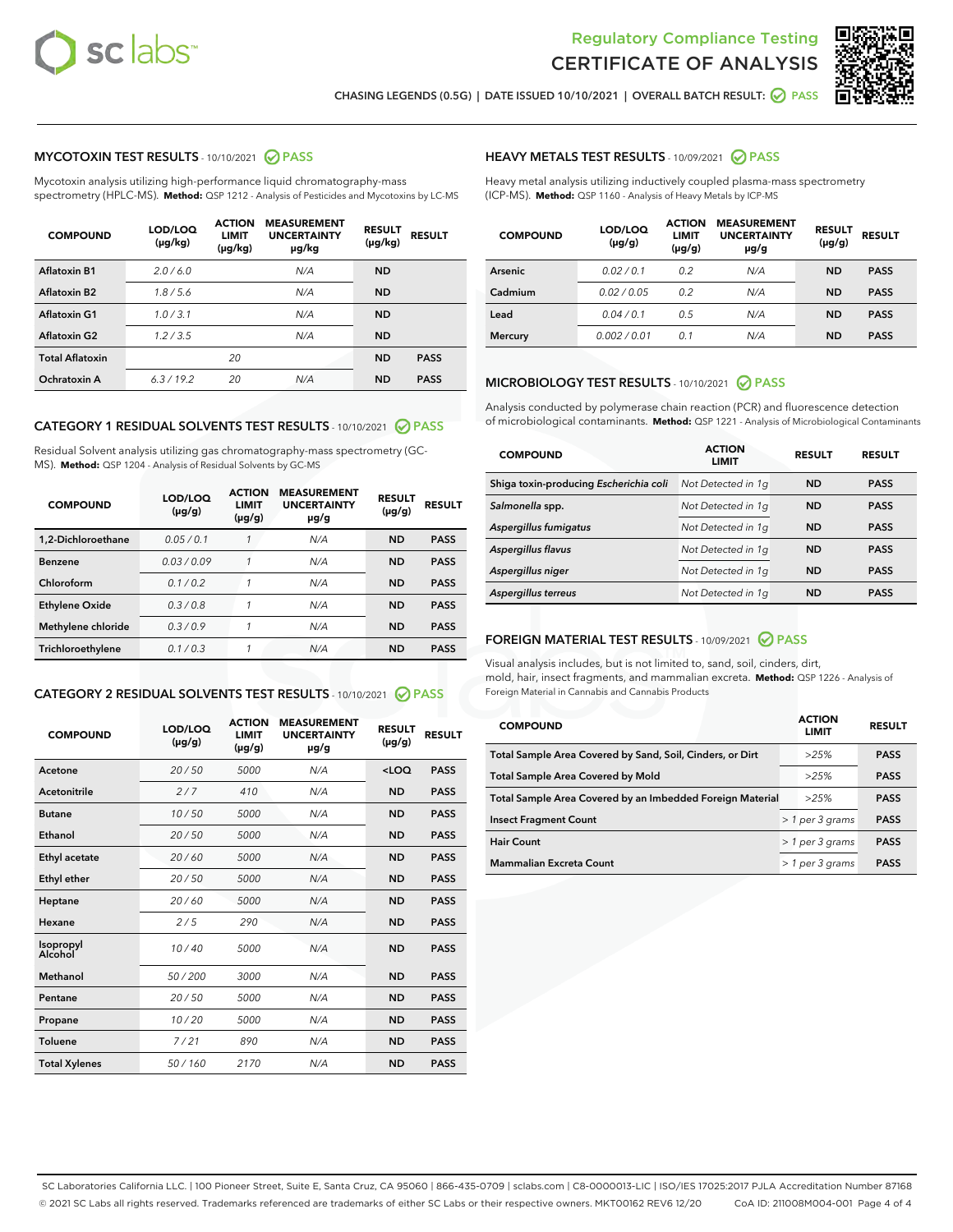Regulatory Compliance Testing
# CERTIFICATE OF ANALYSIS

CHASING LEGENDS (0.5G) | DATE ISSUED 10/10/2021 | OVERALL BATCH RESULT: PASS

## MYCOTOXIN TEST RESULTS - 10/10/2021 PASS

Mycotoxin analysis utilizing high-performance liquid chromatography-mass spectrometry (HPLC-MS). **Method:** QSP 1212 - Analysis of Pesticides and Mycotoxins by LC-MS

| COMPOUND | LOD/LOQ (µg/kg) | ACTION LIMIT (µg/kg) | MEASUREMENT UNCERTAINTY µg/kg | RESULT (µg/kg) | RESULT |
|---|---|---|---|---|---|
| Aflatoxin B1 | 2.0 / 6.0 | | N/A | ND | |
| Aflatoxin B2 | 1.8 / 5.6 | | N/A | ND | |
| Aflatoxin G1 | 1.0 / 3.1 | | N/A | ND | |
| Aflatoxin G2 | 1.2 / 3.5 | | N/A | ND | |
| Total Aflatoxin | | 20 | | ND | PASS |
| Ochratoxin A | 6.3 / 19.2 | 20 | N/A | ND | PASS |

## CATEGORY 1 RESIDUAL SOLVENTS TEST RESULTS - 10/10/2021 PASS

Residual Solvent analysis utilizing gas chromatography-mass spectrometry (GC-MS). **Method:** QSP 1204 - Analysis of Residual Solvents by GC-MS

| COMPOUND | LOD/LOQ (µg/g) | ACTION LIMIT (µg/g) | MEASUREMENT UNCERTAINTY µg/g | RESULT (µg/g) | RESULT |
|---|---|---|---|---|---|
| 1,2-Dichloroethane | 0.05 / 0.1 | 1 | N/A | ND | PASS |
| Benzene | 0.03 / 0.09 | 1 | N/A | ND | PASS |
| Chloroform | 0.1 / 0.2 | 1 | N/A | ND | PASS |
| Ethylene Oxide | 0.3 / 0.8 | 1 | N/A | ND | PASS |
| Methylene chloride | 0.3 / 0.9 | 1 | N/A | ND | PASS |
| Trichloroethylene | 0.1 / 0.3 | 1 | N/A | ND | PASS |

## CATEGORY 2 RESIDUAL SOLVENTS TEST RESULTS - 10/10/2021 PASS

| COMPOUND | LOD/LOQ (µg/g) | ACTION LIMIT (µg/g) | MEASUREMENT UNCERTAINTY µg/g | RESULT (µg/g) | RESULT |
|---|---|---|---|---|---|
| Acetone | 20 / 50 | 5000 | N/A | <LOQ | PASS |
| Acetonitrile | 2 / 7 | 410 | N/A | ND | PASS |
| Butane | 10 / 50 | 5000 | N/A | ND | PASS |
| Ethanol | 20 / 50 | 5000 | N/A | ND | PASS |
| Ethyl acetate | 20 / 60 | 5000 | N/A | ND | PASS |
| Ethyl ether | 20 / 50 | 5000 | N/A | ND | PASS |
| Heptane | 20 / 60 | 5000 | N/A | ND | PASS |
| Hexane | 2 / 5 | 290 | N/A | ND | PASS |
| Isopropyl Alcohol | 10 / 40 | 5000 | N/A | ND | PASS |
| Methanol | 50 / 200 | 3000 | N/A | ND | PASS |
| Pentane | 20 / 50 | 5000 | N/A | ND | PASS |
| Propane | 10 / 20 | 5000 | N/A | ND | PASS |
| Toluene | 7 / 21 | 890 | N/A | ND | PASS |
| Total Xylenes | 50 / 160 | 2170 | N/A | ND | PASS |

## HEAVY METALS TEST RESULTS - 10/09/2021 PASS

Heavy metal analysis utilizing inductively coupled plasma-mass spectrometry (ICP-MS). **Method:** QSP 1160 - Analysis of Heavy Metals by ICP-MS

| COMPOUND | LOD/LOQ (µg/g) | ACTION LIMIT (µg/g) | MEASUREMENT UNCERTAINTY µg/g | RESULT (µg/g) | RESULT |
|---|---|---|---|---|---|
| Arsenic | 0.02 / 0.1 | 0.2 | N/A | ND | PASS |
| Cadmium | 0.02 / 0.05 | 0.2 | N/A | ND | PASS |
| Lead | 0.04 / 0.1 | 0.5 | N/A | ND | PASS |
| Mercury | 0.002 / 0.01 | 0.1 | N/A | ND | PASS |

## MICROBIOLOGY TEST RESULTS - 10/10/2021 PASS

Analysis conducted by polymerase chain reaction (PCR) and fluorescence detection of microbiological contaminants. **Method:** QSP 1221 - Analysis of Microbiological Contaminants

| COMPOUND | ACTION LIMIT | RESULT | RESULT |
|---|---|---|---|
| Shiga toxin-producing *Escherichia coli* | Not Detected in 1g | ND | PASS |
| *Salmonella* spp. | Not Detected in 1g | ND | PASS |
| *Aspergillus fumigatus* | Not Detected in 1g | ND | PASS |
| *Aspergillus flavus* | Not Detected in 1g | ND | PASS |
| *Aspergillus niger* | Not Detected in 1g | ND | PASS |
| *Aspergillus terreus* | Not Detected in 1g | ND | PASS |

## FOREIGN MATERIAL TEST RESULTS - 10/09/2021 PASS

Visual analysis includes, but is not limited to, sand, soil, cinders, dirt, mold, hair, insect fragments, and mammalian excreta. **Method:** QSP 1226 - Analysis of Foreign Material in Cannabis and Cannabis Products

| COMPOUND | ACTION LIMIT | RESULT |
|---|---|---|
| Total Sample Area Covered by Sand, Soil, Cinders, or Dirt | >25% | PASS |
| Total Sample Area Covered by Mold | >25% | PASS |
| Total Sample Area Covered by an Imbedded Foreign Material | >25% | PASS |
| Insect Fragment Count | > 1 per 3 grams | PASS |
| Hair Count | > 1 per 3 grams | PASS |
| Mammalian Excreta Count | > 1 per 3 grams | PASS |

SC Laboratories California LLC. | 100 Pioneer Street, Suite E, Santa Cruz, CA 95060 | 866-435-0709 | sclabs.com | C8-0000013-LIC | ISO/IES 17025:2017 PJLA Accreditation Number 87168
© 2021 SC Labs all rights reserved. Trademarks referenced are trademarks of either SC Labs or their respective owners. MKT00162 REV6 12/20 CoA ID: 211008M004-001